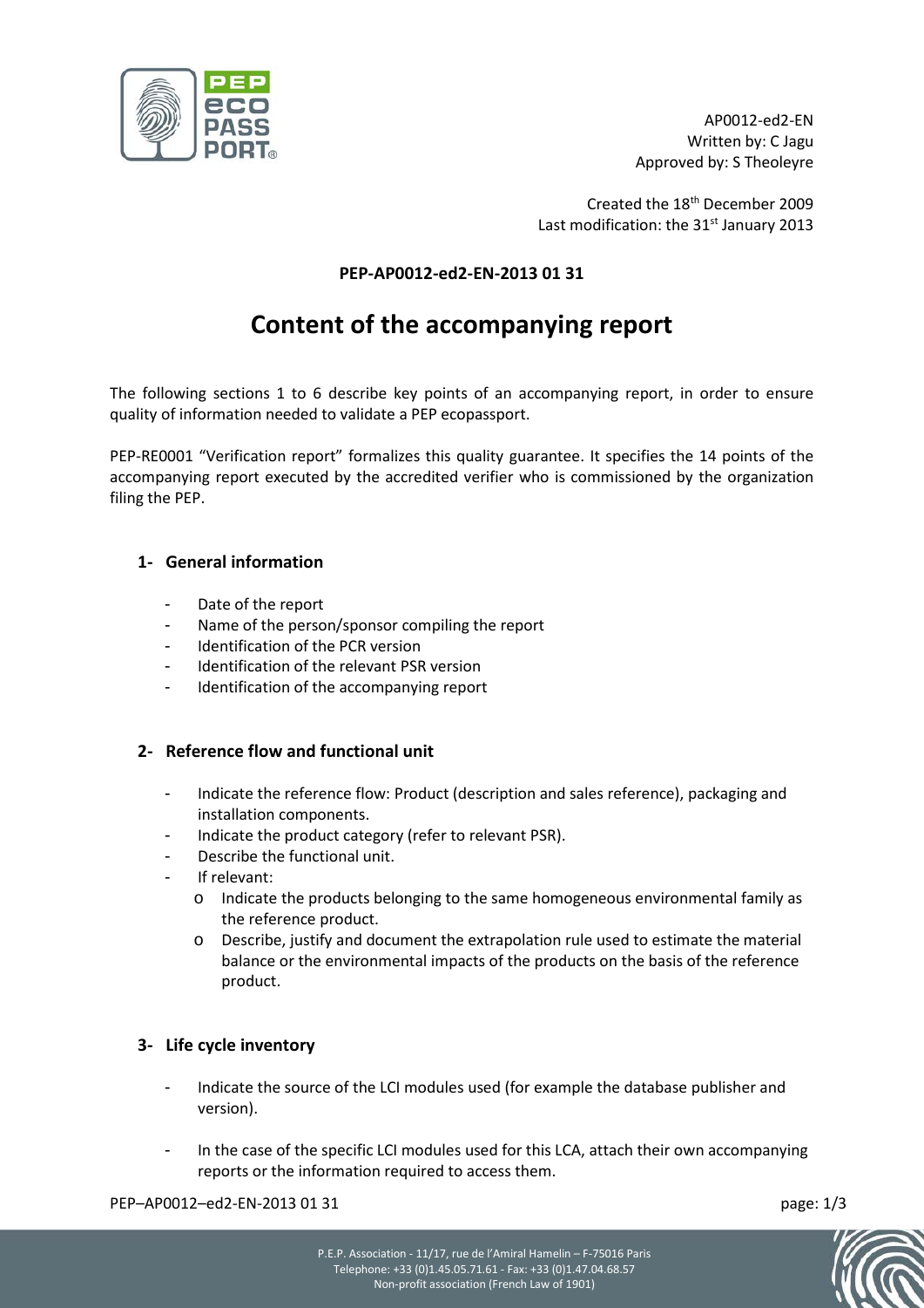AP0012-ed2-EN
Written by: C Jagu
Approved by: S Theoleyre

Created the 18th December 2009
Last modification: the 31st January 2013

**PEP-AP0012-ed2-EN-2013 01 31**

# Content of the accompanying report

The following sections 1 to 6 describe key points of an accompanying report, in order to ensure quality of information needed to validate a PEP ecopassport.

PEP-RE0001 "Verification report" formalizes this quality guarantee. It specifies the 14 points of the accompanying report executed by the accredited verifier who is commissioned by the organization filing the PEP.

## 1- General information

- Date of the report
- Name of the person/sponsor compiling the report
- Identification of the PCR version
- Identification of the relevant PSR version
- Identification of the accompanying report

## 2- Reference flow and functional unit

- Indicate the reference flow: Product (description and sales reference), packaging and installation components.
- Indicate the product category (refer to relevant PSR).
- Describe the functional unit.
- If relevant:
  - Indicate the products belonging to the same homogeneous environmental family as the reference product.
  - Describe, justify and document the extrapolation rule used to estimate the material balance or the environmental impacts of the products on the basis of the reference product.

## 3- Life cycle inventory

- Indicate the source of the LCI modules used (for example the database publisher and version).
- In the case of the specific LCI modules used for this LCA, attach their own accompanying reports or the information required to access them.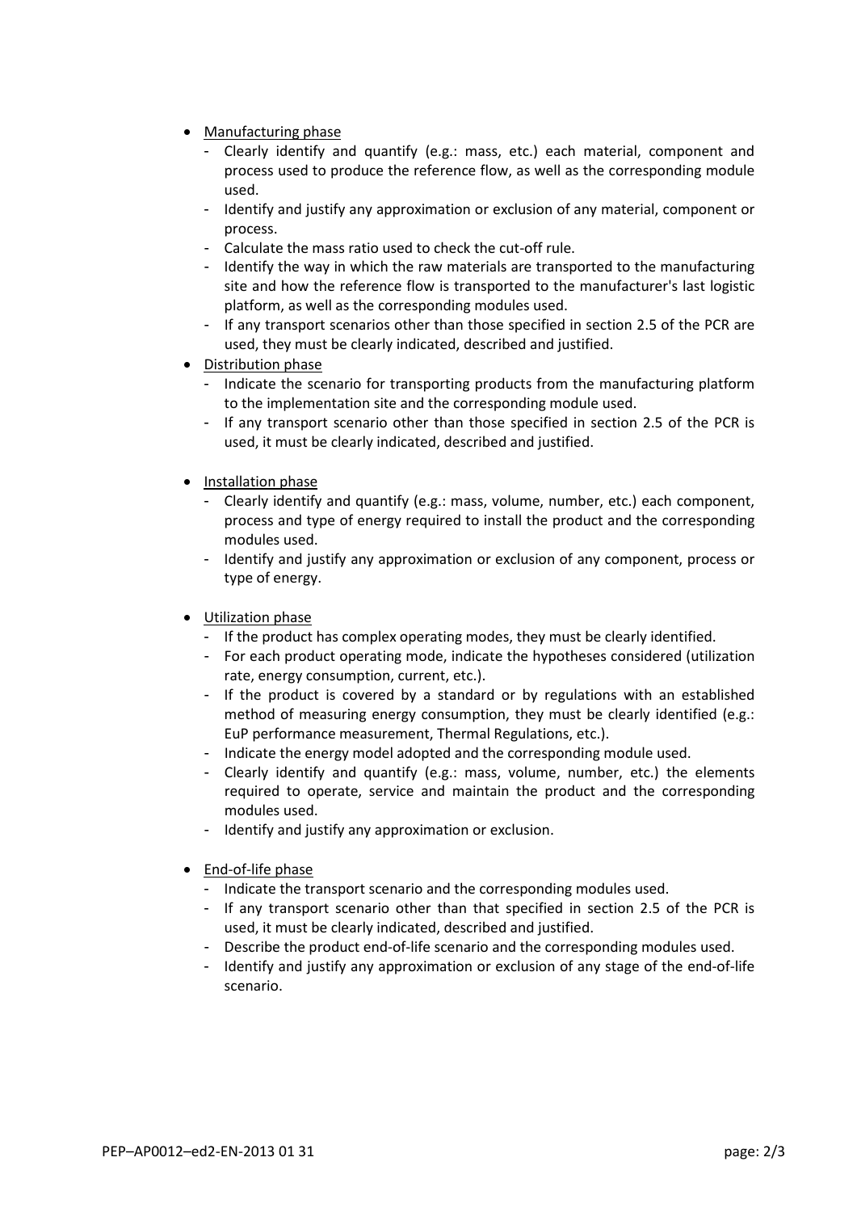- Manufacturing phase
  - Clearly identify and quantify (e.g.: mass, etc.) each material, component and process used to produce the reference flow, as well as the corresponding module used.
  - Identify and justify any approximation or exclusion of any material, component or process.
  - Calculate the mass ratio used to check the cut-off rule.
  - Identify the way in which the raw materials are transported to the manufacturing site and how the reference flow is transported to the manufacturer's last logistic platform, as well as the corresponding modules used.
  - If any transport scenarios other than those specified in section 2.5 of the PCR are used, they must be clearly indicated, described and justified.
- Distribution phase
  - Indicate the scenario for transporting products from the manufacturing platform to the implementation site and the corresponding module used.
  - If any transport scenario other than those specified in section 2.5 of the PCR is used, it must be clearly indicated, described and justified.
- Installation phase
  - Clearly identify and quantify (e.g.: mass, volume, number, etc.) each component, process and type of energy required to install the product and the corresponding modules used.
  - Identify and justify any approximation or exclusion of any component, process or type of energy.
- Utilization phase
  - If the product has complex operating modes, they must be clearly identified.
  - For each product operating mode, indicate the hypotheses considered (utilization rate, energy consumption, current, etc.).
  - If the product is covered by a standard or by regulations with an established method of measuring energy consumption, they must be clearly identified (e.g.: EuP performance measurement, Thermal Regulations, etc.).
  - Indicate the energy model adopted and the corresponding module used.
  - Clearly identify and quantify (e.g.: mass, volume, number, etc.) the elements required to operate, service and maintain the product and the corresponding modules used.
  - Identify and justify any approximation or exclusion.
- End-of-life phase
  - Indicate the transport scenario and the corresponding modules used.
  - If any transport scenario other than that specified in section 2.5 of the PCR is used, it must be clearly indicated, described and justified.
  - Describe the product end-of-life scenario and the corresponding modules used.
  - Identify and justify any approximation or exclusion of any stage of the end-of-life scenario.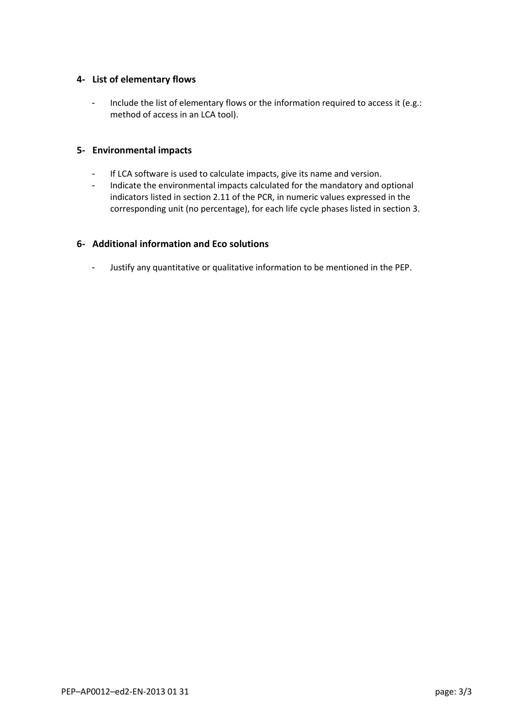## 4- List of elementary flows

- Include the list of elementary flows or the information required to access it (e.g.: method of access in an LCA tool).

## 5- Environmental impacts

- If LCA software is used to calculate impacts, give its name and version.
- Indicate the environmental impacts calculated for the mandatory and optional indicators listed in section 2.11 of the PCR, in numeric values expressed in the corresponding unit (no percentage), for each life cycle phases listed in section 3.

## 6- Additional information and Eco solutions

- Justify any quantitative or qualitative information to be mentioned in the PEP.